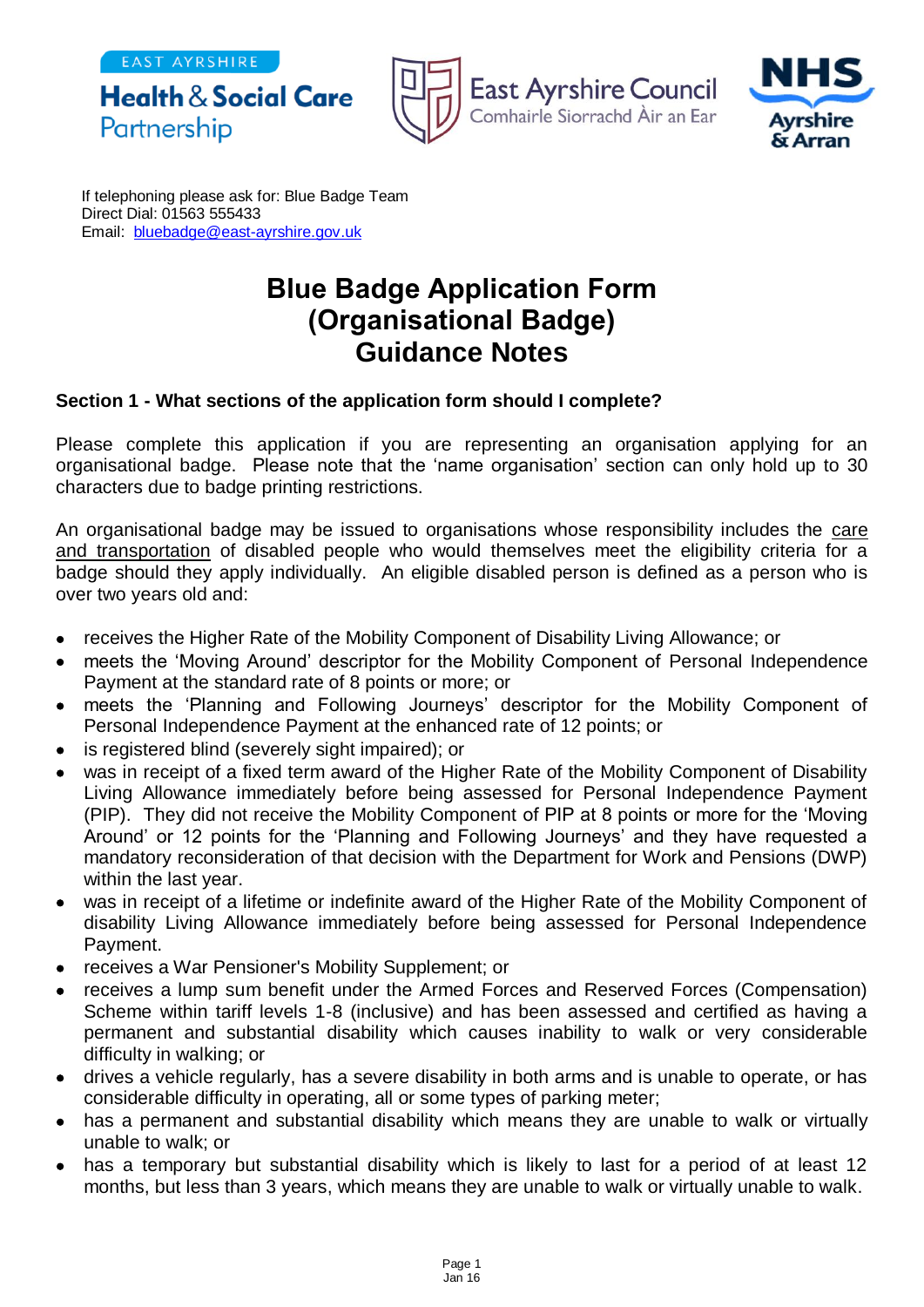If telephoning please ask for: Blue Badge Team
Direct Dial: 01563 555433
Email: bluebadge@east-ayrshire.gov.uk

# Blue Badge Application Form (Organisational Badge) Guidance Notes

**Section 1 - What sections of the application form should I complete?**

Please complete this application if you are representing an organisation applying for an organisational badge. Please note that the 'name organisation' section can only hold up to 30 characters due to badge printing restrictions.

An organisational badge may be issued to organisations whose responsibility includes the care and transportation of disabled people who would themselves meet the eligibility criteria for a badge should they apply individually. An eligible disabled person is defined as a person who is over two years old and:

- receives the Higher Rate of the Mobility Component of Disability Living Allowance; or
- meets the 'Moving Around' descriptor for the Mobility Component of Personal Independence Payment at the standard rate of 8 points or more; or
- meets the 'Planning and Following Journeys' descriptor for the Mobility Component of Personal Independence Payment at the enhanced rate of 12 points; or
- is registered blind (severely sight impaired); or
- was in receipt of a fixed term award of the Higher Rate of the Mobility Component of Disability Living Allowance immediately before being assessed for Personal Independence Payment (PIP). They did not receive the Mobility Component of PIP at 8 points or more for the 'Moving Around' or 12 points for the 'Planning and Following Journeys' and they have requested a mandatory reconsideration of that decision with the Department for Work and Pensions (DWP) within the last year.
- was in receipt of a lifetime or indefinite award of the Higher Rate of the Mobility Component of disability Living Allowance immediately before being assessed for Personal Independence Payment.
- receives a War Pensioner's Mobility Supplement; or
- receives a lump sum benefit under the Armed Forces and Reserved Forces (Compensation) Scheme within tariff levels 1-8 (inclusive) and has been assessed and certified as having a permanent and substantial disability which causes inability to walk or very considerable difficulty in walking; or
- drives a vehicle regularly, has a severe disability in both arms and is unable to operate, or has considerable difficulty in operating, all or some types of parking meter;
- has a permanent and substantial disability which means they are unable to walk or virtually unable to walk; or
- has a temporary but substantial disability which is likely to last for a period of at least 12 months, but less than 3 years, which means they are unable to walk or virtually unable to walk.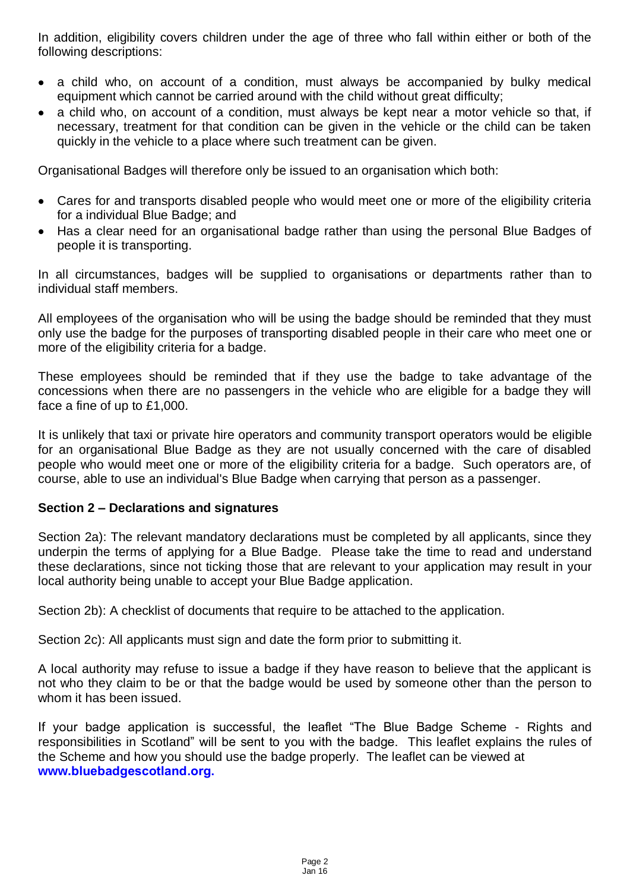In addition, eligibility covers children under the age of three who fall within either or both of the following descriptions:

- a child who, on account of a condition, must always be accompanied by bulky medical equipment which cannot be carried around with the child without great difficulty;
- a child who, on account of a condition, must always be kept near a motor vehicle so that, if necessary, treatment for that condition can be given in the vehicle or the child can be taken quickly in the vehicle to a place where such treatment can be given.

Organisational Badges will therefore only be issued to an organisation which both:

- Cares for and transports disabled people who would meet one or more of the eligibility criteria for a individual Blue Badge; and
- Has a clear need for an organisational badge rather than using the personal Blue Badges of people it is transporting.

In all circumstances, badges will be supplied to organisations or departments rather than to individual staff members.

All employees of the organisation who will be using the badge should be reminded that they must only use the badge for the purposes of transporting disabled people in their care who meet one or more of the eligibility criteria for a badge.

These employees should be reminded that if they use the badge to take advantage of the concessions when there are no passengers in the vehicle who are eligible for a badge they will face a fine of up to £1,000.

It is unlikely that taxi or private hire operators and community transport operators would be eligible for an organisational Blue Badge as they are not usually concerned with the care of disabled people who would meet one or more of the eligibility criteria for a badge. Such operators are, of course, able to use an individual's Blue Badge when carrying that person as a passenger.

**Section 2 – Declarations and signatures**

Section 2a): The relevant mandatory declarations must be completed by all applicants, since they underpin the terms of applying for a Blue Badge. Please take the time to read and understand these declarations, since not ticking those that are relevant to your application may result in your local authority being unable to accept your Blue Badge application.

Section 2b): A checklist of documents that require to be attached to the application.

Section 2c): All applicants must sign and date the form prior to submitting it.

A local authority may refuse to issue a badge if they have reason to believe that the applicant is not who they claim to be or that the badge would be used by someone other than the person to whom it has been issued.

If your badge application is successful, the leaflet "The Blue Badge Scheme - Rights and responsibilities in Scotland" will be sent to you with the badge. This leaflet explains the rules of the Scheme and how you should use the badge properly. The leaflet can be viewed at **www.bluebadgescotland.org.**